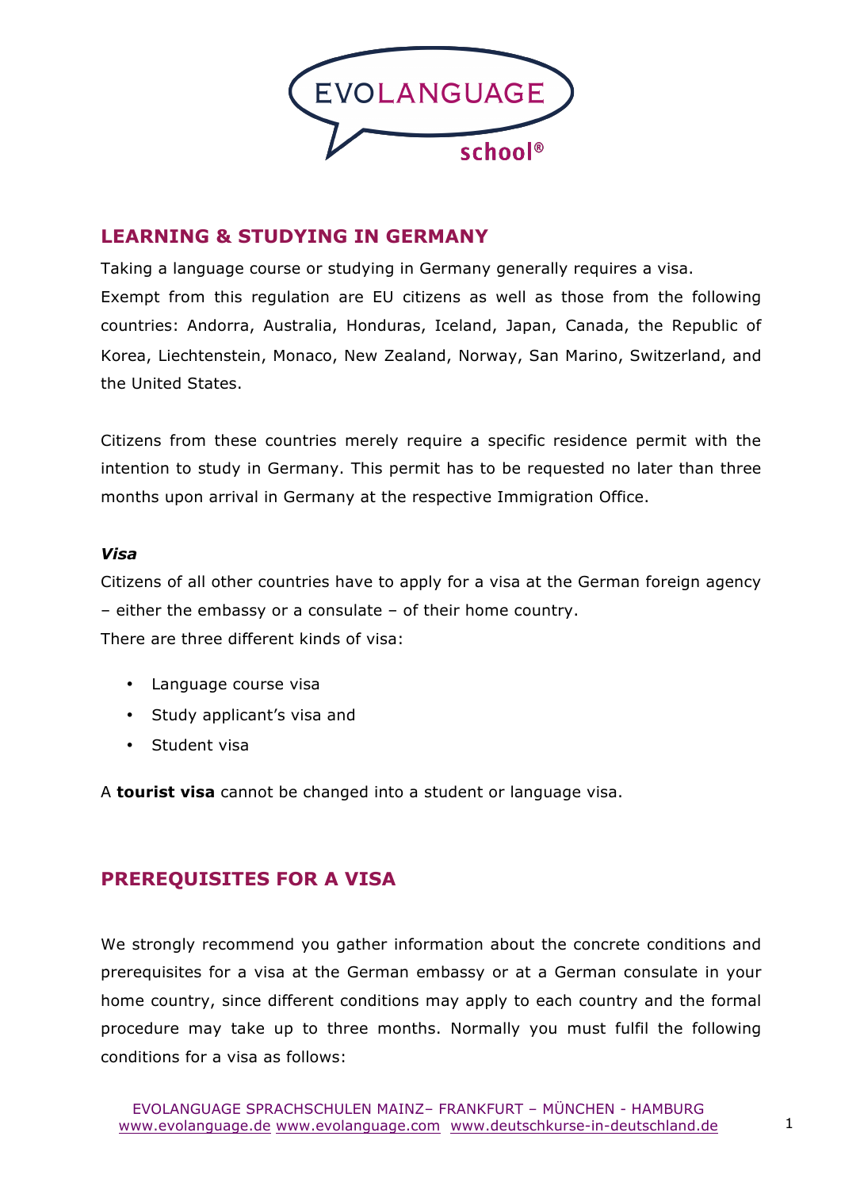EVOLANGUAGE school®

## LEARNING & STUDYING IN GERMANY

Taking a language course or studying in Germany generally requires a visa.
Exempt from this regulation are EU citizens as well as those from the following countries: Andorra, Australia, Honduras, Iceland, Japan, Canada, the Republic of Korea, Liechtenstein, Monaco, New Zealand, Norway, San Marino, Switzerland, and the United States.

Citizens from these countries merely require a specific residence permit with the intention to study in Germany. This permit has to be requested no later than three months upon arrival in Germany at the respective Immigration Office.

### *Visa*

Citizens of all other countries have to apply for a visa at the German foreign agency – either the embassy or a consulate – of their home country.
There are three different kinds of visa:

- Language course visa
- Study applicant's visa and
- Student visa

A **tourist visa** cannot be changed into a student or language visa.

## PREREQUISITES FOR A VISA

We strongly recommend you gather information about the concrete conditions and prerequisites for a visa at the German embassy or at a German consulate in your home country, since different conditions may apply to each country and the formal procedure may take up to three months. Normally you must fulfil the following conditions for a visa as follows: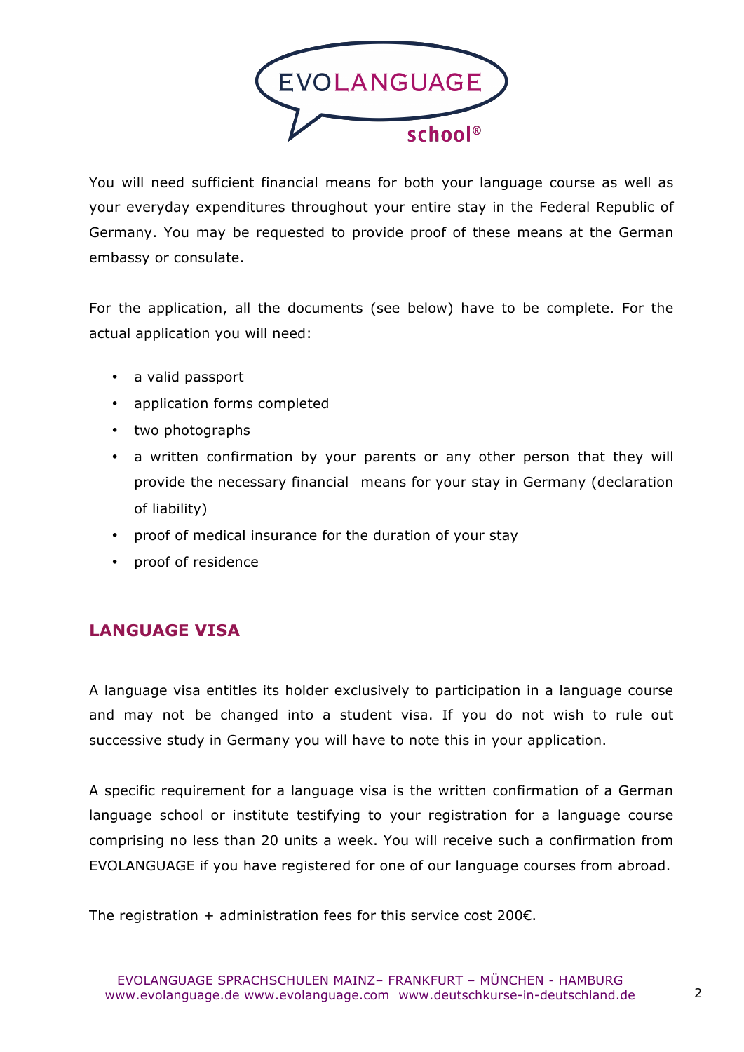You will need sufficient financial means for both your language course as well as your everyday expenditures throughout your entire stay in the Federal Republic of Germany. You may be requested to provide proof of these means at the German embassy or consulate.

For the application, all the documents (see below) have to be complete. For the actual application you will need:

- a valid passport
- application forms completed
- two photographs
- a written confirmation by your parents or any other person that they will provide the necessary financial means for your stay in Germany (declaration of liability)
- proof of medical insurance for the duration of your stay
- proof of residence

## LANGUAGE VISA

A language visa entitles its holder exclusively to participation in a language course and may not be changed into a student visa. If you do not wish to rule out successive study in Germany you will have to note this in your application.

A specific requirement for a language visa is the written confirmation of a German language school or institute testifying to your registration for a language course comprising no less than 20 units a week. You will receive such a confirmation from EVOLANGUAGE if you have registered for one of our language courses from abroad.

The registration + administration fees for this service cost 200€.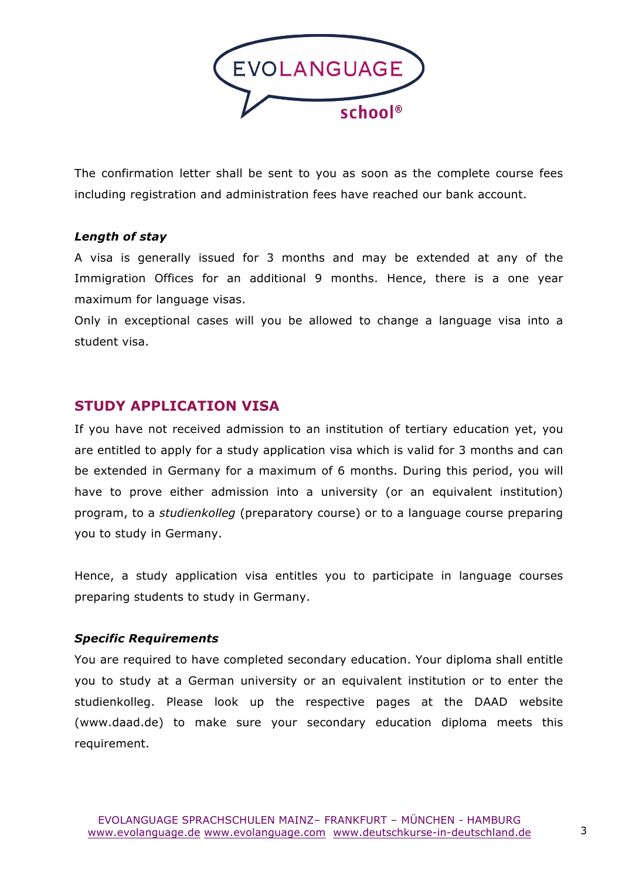The confirmation letter shall be sent to you as soon as the complete course fees including registration and administration fees have reached our bank account.

***Length of stay***

A visa is generally issued for 3 months and may be extended at any of the Immigration Offices for an additional 9 months. Hence, there is a one year maximum for language visas.

Only in exceptional cases will you be allowed to change a language visa into a student visa.

## STUDY APPLICATION VISA

If you have not received admission to an institution of tertiary education yet, you are entitled to apply for a study application visa which is valid for 3 months and can be extended in Germany for a maximum of 6 months. During this period, you will have to prove either admission into a university (or an equivalent institution) program, to a *studienkolleg* (preparatory course) or to a language course preparing you to study in Germany.

Hence, a study application visa entitles you to participate in language courses preparing students to study in Germany.

***Specific Requirements***

You are required to have completed secondary education. Your diploma shall entitle you to study at a German university or an equivalent institution or to enter the studienkolleg. Please look up the respective pages at the DAAD website (www.daad.de) to make sure your secondary education diploma meets this requirement.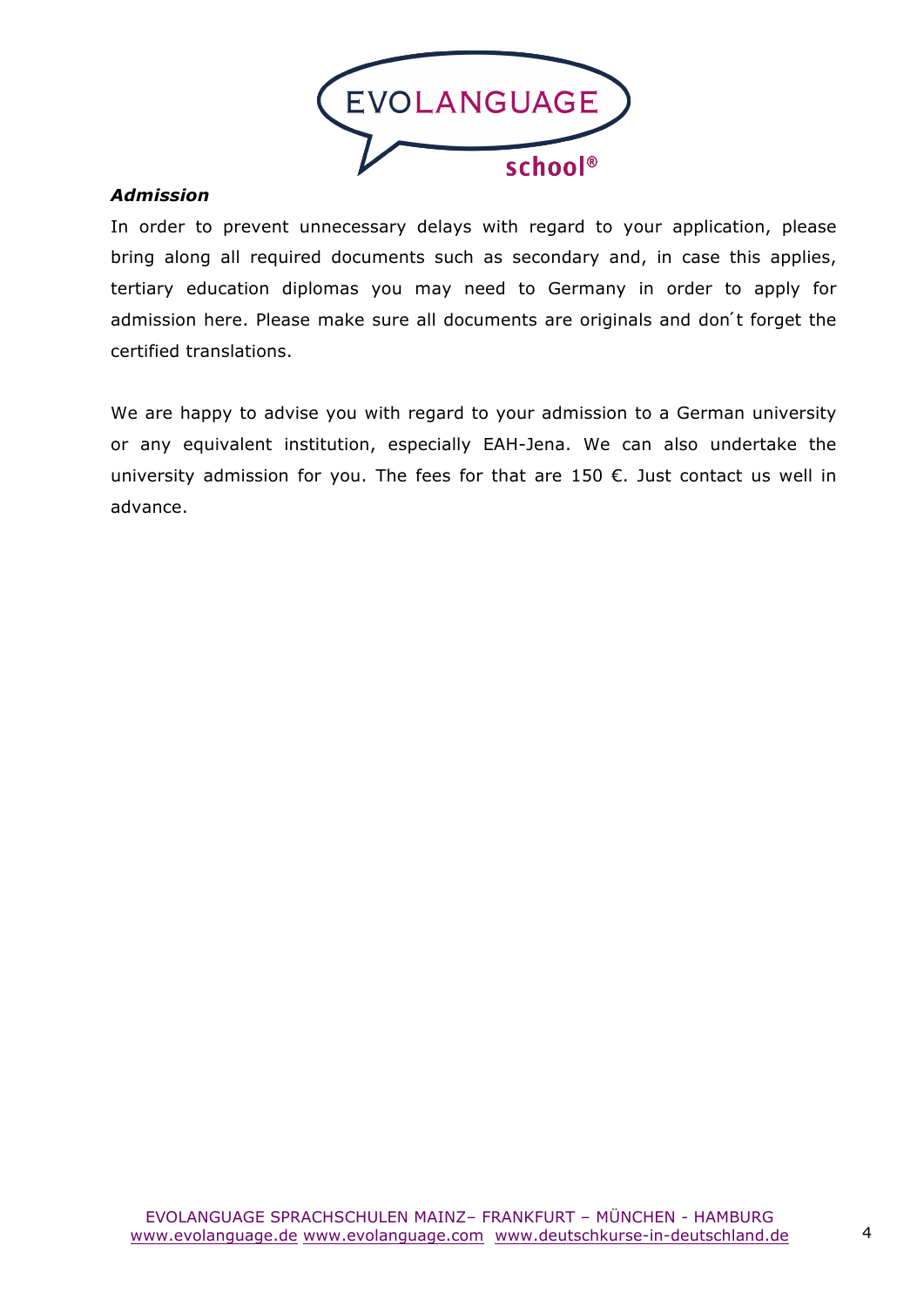***Admission***

In order to prevent unnecessary delays with regard to your application, please bring along all required documents such as secondary and, in case this applies, tertiary education diplomas you may need to Germany in order to apply for admission here. Please make sure all documents are originals and don´t forget the certified translations.

We are happy to advise you with regard to your admission to a German university or any equivalent institution, especially EAH-Jena. We can also undertake the university admission for you. The fees for that are 150 €. Just contact us well in advance.